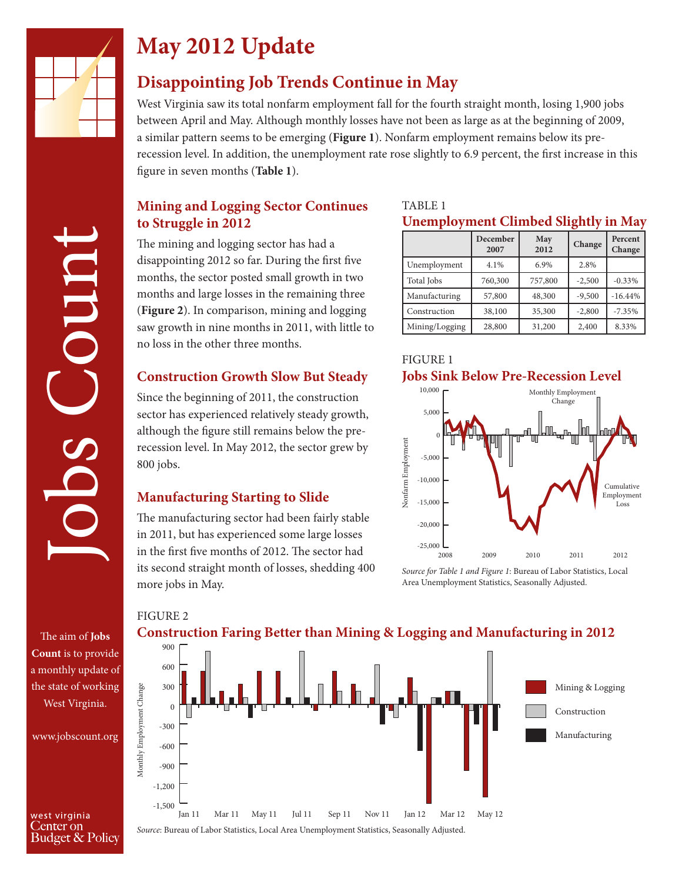# May 2012 Update

## Disappointing Job Trends Continue in May

West Virginia saw its total nonfarm employment fall for the fourth straight month, losing 1,900 jobs between April and May. Although monthly losses have not been as large as at the beginning of 2009, a similar pattern seems to be emerging (**Figure 1**). Nonfarm employment remains below its pre-recession level. In addition, the unemployment rate rose slightly to 6.9 percent, the first increase in this figure in seven months (**Table 1**).

### Mining and Logging Sector Continues to Struggle in 2012

The mining and logging sector has had a disappointing 2012 so far. During the first five months, the sector posted small growth in two months and large losses in the remaining three (**Figure 2**). In comparison, mining and logging saw growth in nine months in 2011, with little to no loss in the other three months.

### Construction Growth Slow But Steady

Since the beginning of 2011, the construction sector has experienced relatively steady growth, although the figure still remains below the pre-recession level. In May 2012, the sector grew by 800 jobs.

### Manufacturing Starting to Slide

The manufacturing sector had been fairly stable in 2011, but has experienced some large losses in the first five months of 2012. The sector had its second straight month of losses, shedding 400 more jobs in May.

TABLE 1

**Unemployment Climbed Slightly in May**

| | December 2007 | May 2012 | Change | Percent Change |
|---|---|---|---|---|
| Unemployment | 4.1% | 6.9% | 2.8% | |
| Total Jobs | 760,300 | 757,800 | -2,500 | -0.33% |
| Manufacturing | 57,800 | 48,300 | -9,500 | -16.44% |
| Construction | 38,100 | 35,300 | -2,800 | -7.35% |
| Mining/Logging | 28,800 | 31,200 | 2,400 | 8.33% |

FIGURE 1

**Jobs Sink Below Pre-Recession Level**

*Source for Table 1 and Figure 1*: Bureau of Labor Statistics, Local Area Unemployment Statistics, Seasonally Adjusted.

FIGURE 2

**Construction Faring Better than Mining & Logging and Manufacturing in 2012**

*Source*: Bureau of Labor Statistics, Local Area Unemployment Statistics, Seasonally Adjusted.

The aim of **Jobs Count** is to provide a monthly update of the state of working West Virginia.

www.jobscount.org

west virginia Center on Budget & Policy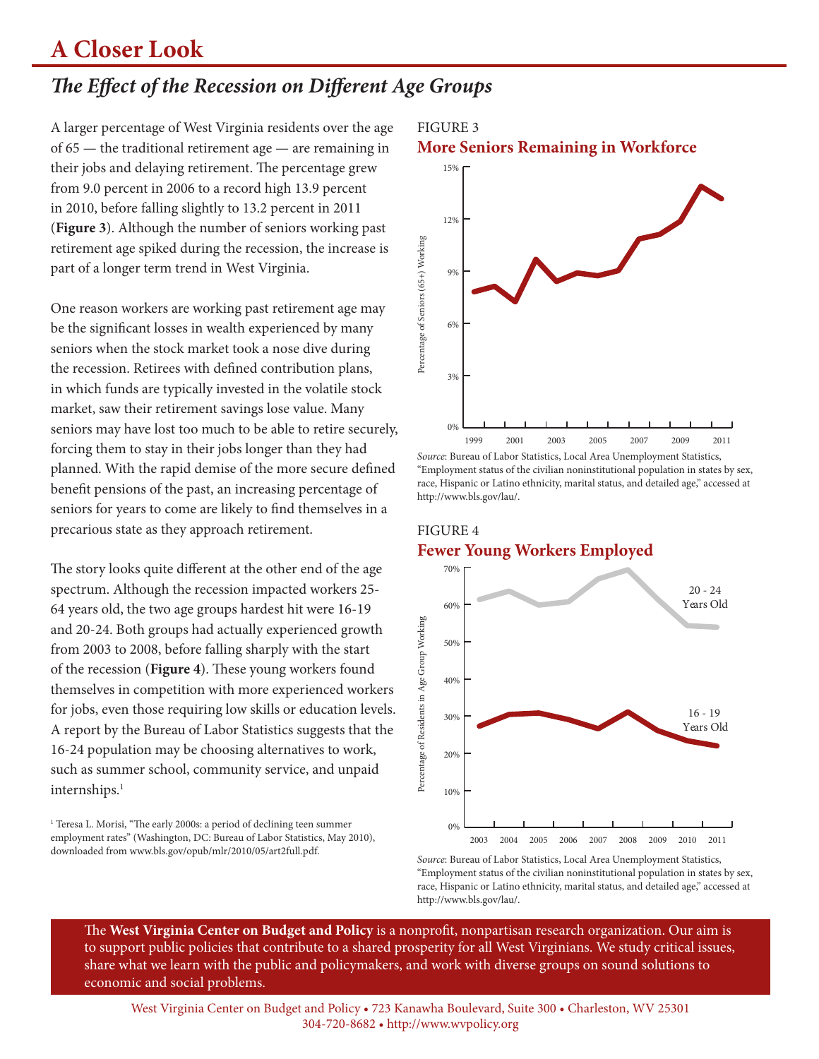# A Closer Look

## *The Effect of the Recession on Different Age Groups*

A larger percentage of West Virginia residents over the age of 65 — the traditional retirement age — are remaining in their jobs and delaying retirement. The percentage grew from 9.0 percent in 2006 to a record high 13.9 percent in 2010, before falling slightly to 13.2 percent in 2011 (**Figure 3**). Although the number of seniors working past retirement age spiked during the recession, the increase is part of a longer term trend in West Virginia.

One reason workers are working past retirement age may be the significant losses in wealth experienced by many seniors when the stock market took a nose dive during the recession. Retirees with defined contribution plans, in which funds are typically invested in the volatile stock market, saw their retirement savings lose value. Many seniors may have lost too much to be able to retire securely, forcing them to stay in their jobs longer than they had planned. With the rapid demise of the more secure defined benefit pensions of the past, an increasing percentage of seniors for years to come are likely to find themselves in a precarious state as they approach retirement.

The story looks quite different at the other end of the age spectrum. Although the recession impacted workers 25-64 years old, the two age groups hardest hit were 16-19 and 20-24. Both groups had actually experienced growth from 2003 to 2008, before falling sharply with the start of the recession (**Figure 4**). These young workers found themselves in competition with more experienced workers for jobs, even those requiring low skills or education levels. A report by the Bureau of Labor Statistics suggests that the 16-24 population may be choosing alternatives to work, such as summer school, community service, and unpaid internships.[1]

[1] Teresa L. Morisi, "The early 2000s: a period of declining teen summer employment rates" (Washington, DC: Bureau of Labor Statistics, May 2010), downloaded from www.bls.gov/opub/mlr/2010/05/art2full.pdf.

FIGURE 3

**More Seniors Remaining in Workforce**

Percentage of Seniors (65+) Working

15%
12%
9%
6%
3%
0%

1999 2001 2003 2005 2007 2009 2011

*Source*: Bureau of Labor Statistics, Local Area Unemployment Statistics, "Employment status of the civilian noninstitutional population in states by sex, race, Hispanic or Latino ethnicity, marital status, and detailed age," accessed at http://www.bls.gov/lau/.

FIGURE 4

**Fewer Young Workers Employed**

Percentage of Residents in Age Group Working

70%
60%
50%
40%
30%
20%
10%
0%

20 - 24 Years Old

16 - 19 Years Old

2003 2004 2005 2006 2007 2008 2009 2010 2011

*Source*: Bureau of Labor Statistics, Local Area Unemployment Statistics, "Employment status of the civilian noninstitutional population in states by sex, race, Hispanic or Latino ethnicity, marital status, and detailed age," accessed at http://www.bls.gov/lau/.

The **West Virginia Center on Budget and Policy** is a nonprofit, nonpartisan research organization. Our aim is to support public policies that contribute to a shared prosperity for all West Virginians. We study critical issues, share what we learn with the public and policymakers, and work with diverse groups on sound solutions to economic and social problems.

West Virginia Center on Budget and Policy • 723 Kanawha Boulevard, Suite 300 • Charleston, WV 25301
304-720-8682 • http://www.wvpolicy.org